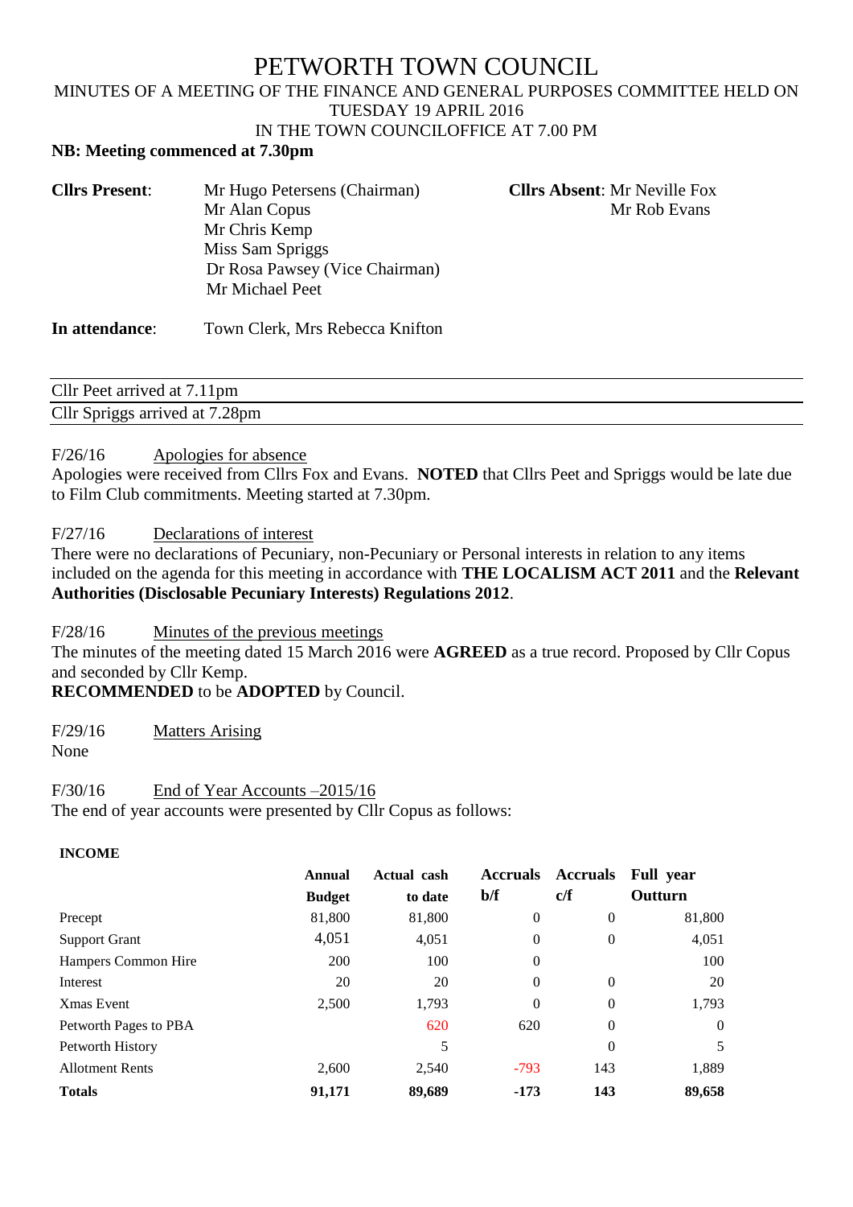# PETWORTH TOWN COUNCIL

MINUTES OF A MEETING OF THE FINANCE AND GENERAL PURPOSES COMMITTEE HELD ON TUESDAY 19 APRIL 2016

IN THE TOWN COUNCILOFFICE AT 7.00 PM

**NB: Meeting commenced at 7.30pm**

**Cllrs Present**: Mr Hugo Petersens (Chairman), Mr Alan Copus, Mr Chris Kemp, Miss Sam Spriggs, Dr Rosa Pawsey (Vice Chairman), Mr Michael Peet

**Cllrs Absent**: Mr Neville Fox, Mr Rob Evans

**In attendance**: Town Clerk, Mrs Rebecca Knifton

---

Cllr Peet arrived at 7.11pm

---

Cllr Spriggs arrived at 7.28pm

---

F/26/16 Apologies for absence

Apologies were received from Cllrs Fox and Evans. **NOTED** that Cllrs Peet and Spriggs would be late due to Film Club commitments. Meeting started at 7.30pm.

F/27/16 Declarations of interest

There were no declarations of Pecuniary, non-Pecuniary or Personal interests in relation to any items included on the agenda for this meeting in accordance with **THE LOCALISM ACT 2011** and the **Relevant Authorities (Disclosable Pecuniary Interests) Regulations 2012**.

F/28/16 Minutes of the previous meetings

The minutes of the meeting dated 15 March 2016 were **AGREED** as a true record. Proposed by Cllr Copus and seconded by Cllr Kemp.

**RECOMMENDED** to be **ADOPTED** by Council.

F/29/16 Matters Arising

None

F/30/16 End of Year Accounts –2015/16

The end of year accounts were presented by Cllr Copus as follows:

**INCOME**

| | Annual Budget | Actual cash to date | Accruals b/f | Accruals c/f | Full year Outturn |
|---|---|---|---|---|---|
| Precept | 81,800 | 81,800 | 0 | 0 | 81,800 |
| Support Grant | 4,051 | 4,051 | 0 | 0 | 4,051 |
| Hampers Common Hire | 200 | 100 | 0 | | 100 |
| Interest | 20 | 20 | 0 | 0 | 20 |
| Xmas Event | 2,500 | 1,793 | 0 | 0 | 1,793 |
| Petworth Pages to PBA | | 620 | 620 | 0 | 0 |
| Petworth History | | 5 | | 0 | 5 |
| Allotment Rents | 2,600 | 2,540 | -793 | 143 | 1,889 |
| **Totals** | **91,171** | **89,689** | **-173** | **143** | **89,658** |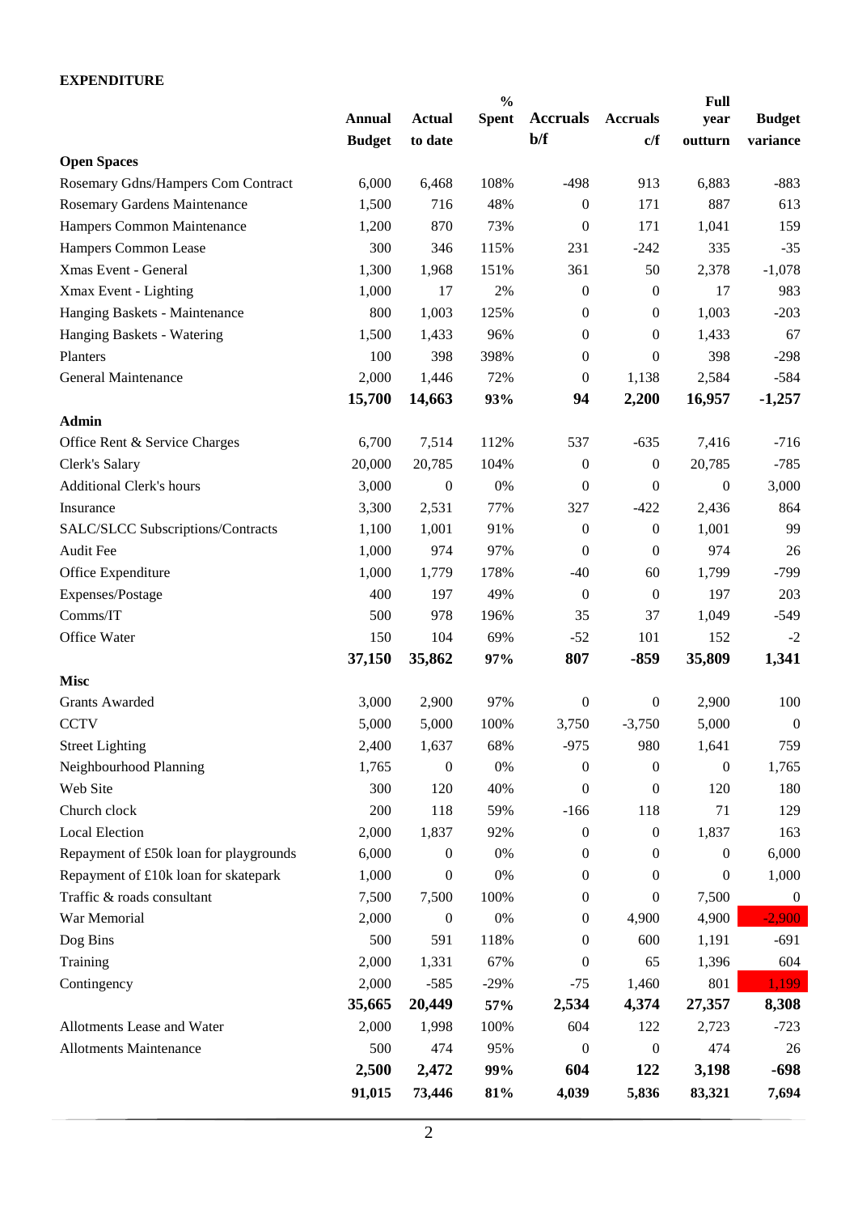**EXPENDITURE**

| | Annual Budget | Actual to date | % Spent | Accruals b/f | Accruals c/f | Full year outturn | Budget variance |
|---|---|---|---|---|---|---|---|
| **Open Spaces** | | | | | | | |
| Rosemary Gdns/Hampers Com Contract | 6,000 | 6,468 | 108% | -498 | 913 | 6,883 | -883 |
| Rosemary Gardens Maintenance | 1,500 | 716 | 48% | 0 | 171 | 887 | 613 |
| Hampers Common Maintenance | 1,200 | 870 | 73% | 0 | 171 | 1,041 | 159 |
| Hampers Common Lease | 300 | 346 | 115% | 231 | -242 | 335 | -35 |
| Xmas Event - General | 1,300 | 1,968 | 151% | 361 | 50 | 2,378 | -1,078 |
| Xmax Event - Lighting | 1,000 | 17 | 2% | 0 | 0 | 17 | 983 |
| Hanging Baskets - Maintenance | 800 | 1,003 | 125% | 0 | 0 | 1,003 | -203 |
| Hanging Baskets - Watering | 1,500 | 1,433 | 96% | 0 | 0 | 1,433 | 67 |
| Planters | 100 | 398 | 398% | 0 | 0 | 398 | -298 |
| General Maintenance | 2,000 | 1,446 | 72% | 0 | 1,138 | 2,584 | -584 |
| | **15,700** | **14,663** | **93%** | **94** | **2,200** | **16,957** | **-1,257** |
| **Admin** | | | | | | | |
| Office Rent & Service Charges | 6,700 | 7,514 | 112% | 537 | -635 | 7,416 | -716 |
| Clerk's Salary | 20,000 | 20,785 | 104% | 0 | 0 | 20,785 | -785 |
| Additional Clerk's hours | 3,000 | 0 | 0% | 0 | 0 | 0 | 3,000 |
| Insurance | 3,300 | 2,531 | 77% | 327 | -422 | 2,436 | 864 |
| SALC/SLCC Subscriptions/Contracts | 1,100 | 1,001 | 91% | 0 | 0 | 1,001 | 99 |
| Audit Fee | 1,000 | 974 | 97% | 0 | 0 | 974 | 26 |
| Office Expenditure | 1,000 | 1,779 | 178% | -40 | 60 | 1,799 | -799 |
| Expenses/Postage | 400 | 197 | 49% | 0 | 0 | 197 | 203 |
| Comms/IT | 500 | 978 | 196% | 35 | 37 | 1,049 | -549 |
| Office Water | 150 | 104 | 69% | -52 | 101 | 152 | -2 |
| | **37,150** | **35,862** | **97%** | **807** | **-859** | **35,809** | **1,341** |
| **Misc** | | | | | | | |
| Grants Awarded | 3,000 | 2,900 | 97% | 0 | 0 | 2,900 | 100 |
| CCTV | 5,000 | 5,000 | 100% | 3,750 | -3,750 | 5,000 | 0 |
| Street Lighting | 2,400 | 1,637 | 68% | -975 | 980 | 1,641 | 759 |
| Neighbourhood Planning | 1,765 | 0 | 0% | 0 | 0 | 0 | 1,765 |
| Web Site | 300 | 120 | 40% | 0 | 0 | 120 | 180 |
| Church clock | 200 | 118 | 59% | -166 | 118 | 71 | 129 |
| Local Election | 2,000 | 1,837 | 92% | 0 | 0 | 1,837 | 163 |
| Repayment of £50k loan for playgrounds | 6,000 | 0 | 0% | 0 | 0 | 0 | 6,000 |
| Repayment of £10k loan for skatepark | 1,000 | 0 | 0% | 0 | 0 | 0 | 1,000 |
| Traffic & roads consultant | 7,500 | 7,500 | 100% | 0 | 0 | 7,500 | 0 |
| War Memorial | 2,000 | 0 | 0% | 0 | 4,900 | 4,900 | -2,900 |
| Dog Bins | 500 | 591 | 118% | 0 | 600 | 1,191 | -691 |
| Training | 2,000 | 1,331 | 67% | 0 | 65 | 1,396 | 604 |
| Contingency | 2,000 | -585 | -29% | -75 | 1,460 | 801 | 1,199 |
| | **35,665** | **20,449** | **57%** | **2,534** | **4,374** | **27,357** | **8,308** |
| Allotments Lease and Water | 2,000 | 1,998 | 100% | 604 | 122 | 2,723 | -723 |
| Allotments Maintenance | 500 | 474 | 95% | 0 | 0 | 474 | 26 |
| | **2,500** | **2,472** | **99%** | **604** | **122** | **3,198** | **-698** |
| | **91,015** | **73,446** | **81%** | **4,039** | **5,836** | **83,321** | **7,694** |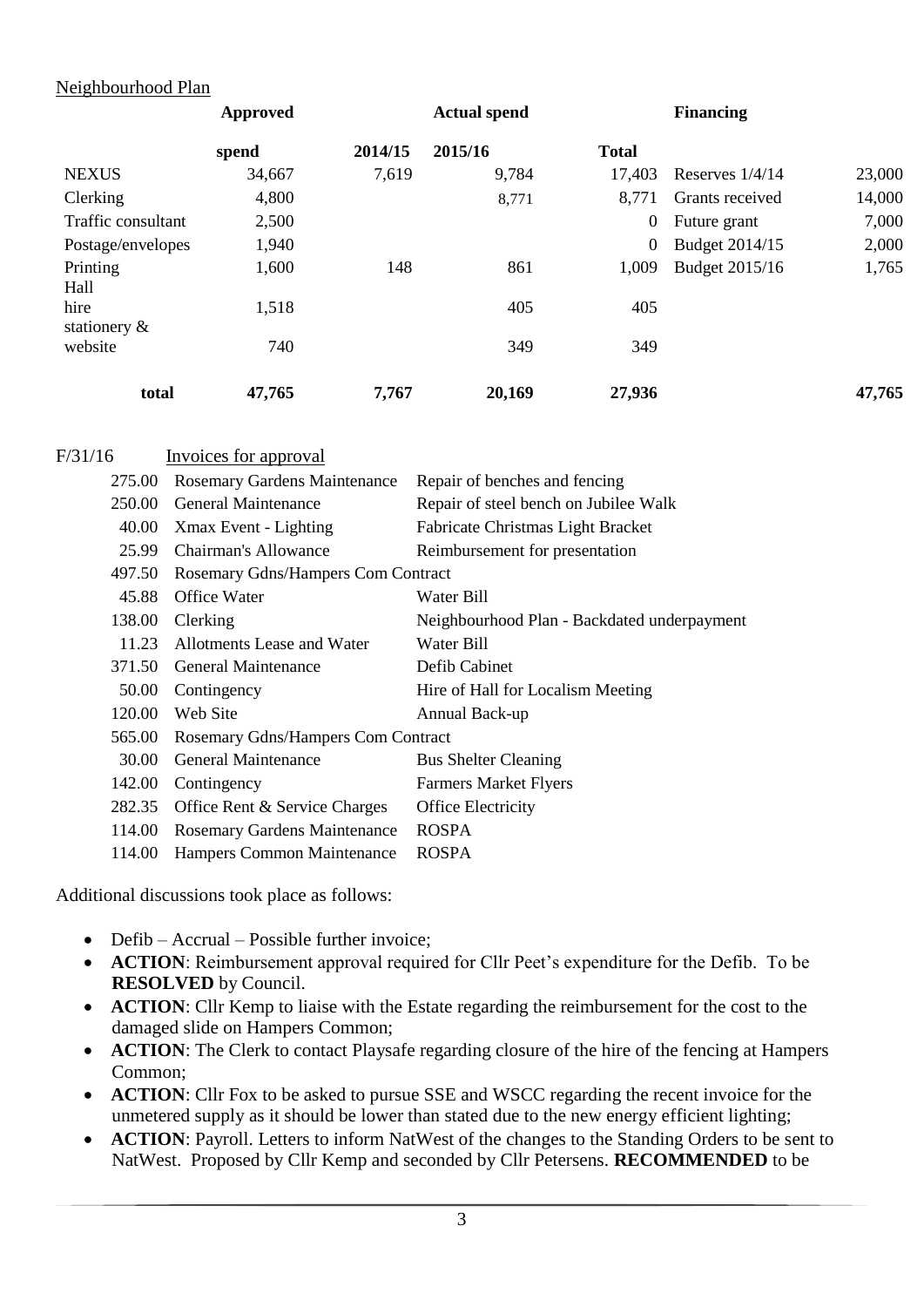Neighbourhood Plan

| | Approved spend | 2014/15 | Actual spend 2015/16 | Total | Financing | |
|---|---|---|---|---|---|---|
| NEXUS | 34,667 | 7,619 | 9,784 | 17,403 | Reserves 1/4/14 | 23,000 |
| Clerking | 4,800 | | 8,771 | 8,771 | Grants received | 14,000 |
| Traffic consultant | 2,500 | | | 0 | Future grant | 7,000 |
| Postage/envelopes | 1,940 | | | 0 | Budget 2014/15 | 2,000 |
| Printing | 1,600 | 148 | 861 | 1,009 | Budget 2015/16 | 1,765 |
| Hall hire | 1,518 | | 405 | 405 | | |
| stationery & website | 740 | | 349 | 349 | | |
| **total** | **47,765** | **7,767** | **20,169** | **27,936** | | **47,765** |

F/31/16 Invoices for approval

| | | |
|---|---|---|
| 275.00 | Rosemary Gardens Maintenance | Repair of benches and fencing |
| 250.00 | General Maintenance | Repair of steel bench on Jubilee Walk |
| 40.00 | Xmax Event - Lighting | Fabricate Christmas Light Bracket |
| 25.99 | Chairman's Allowance | Reimbursement for presentation |
| 497.50 | Rosemary Gdns/Hampers Com Contract | |
| 45.88 | Office Water | Water Bill |
| 138.00 | Clerking | Neighbourhood Plan - Backdated underpayment |
| 11.23 | Allotments Lease and Water | Water Bill |
| 371.50 | General Maintenance | Defib Cabinet |
| 50.00 | Contingency | Hire of Hall for Localism Meeting |
| 120.00 | Web Site | Annual Back-up |
| 565.00 | Rosemary Gdns/Hampers Com Contract | |
| 30.00 | General Maintenance | Bus Shelter Cleaning |
| 142.00 | Contingency | Farmers Market Flyers |
| 282.35 | Office Rent & Service Charges | Office Electricity |
| 114.00 | Rosemary Gardens Maintenance | ROSPA |
| 114.00 | Hampers Common Maintenance | ROSPA |

Additional discussions took place as follows:

- Defib – Accrual – Possible further invoice;
- **ACTION**: Reimbursement approval required for Cllr Peet's expenditure for the Defib. To be **RESOLVED** by Council.
- **ACTION**: Cllr Kemp to liaise with the Estate regarding the reimbursement for the cost to the damaged slide on Hampers Common;
- **ACTION**: The Clerk to contact Playsafe regarding closure of the hire of the fencing at Hampers Common;
- **ACTION**: Cllr Fox to be asked to pursue SSE and WSCC regarding the recent invoice for the unmetered supply as it should be lower than stated due to the new energy efficient lighting;
- **ACTION**: Payroll. Letters to inform NatWest of the changes to the Standing Orders to be sent to NatWest. Proposed by Cllr Kemp and seconded by Cllr Petersens. **RECOMMENDED** to be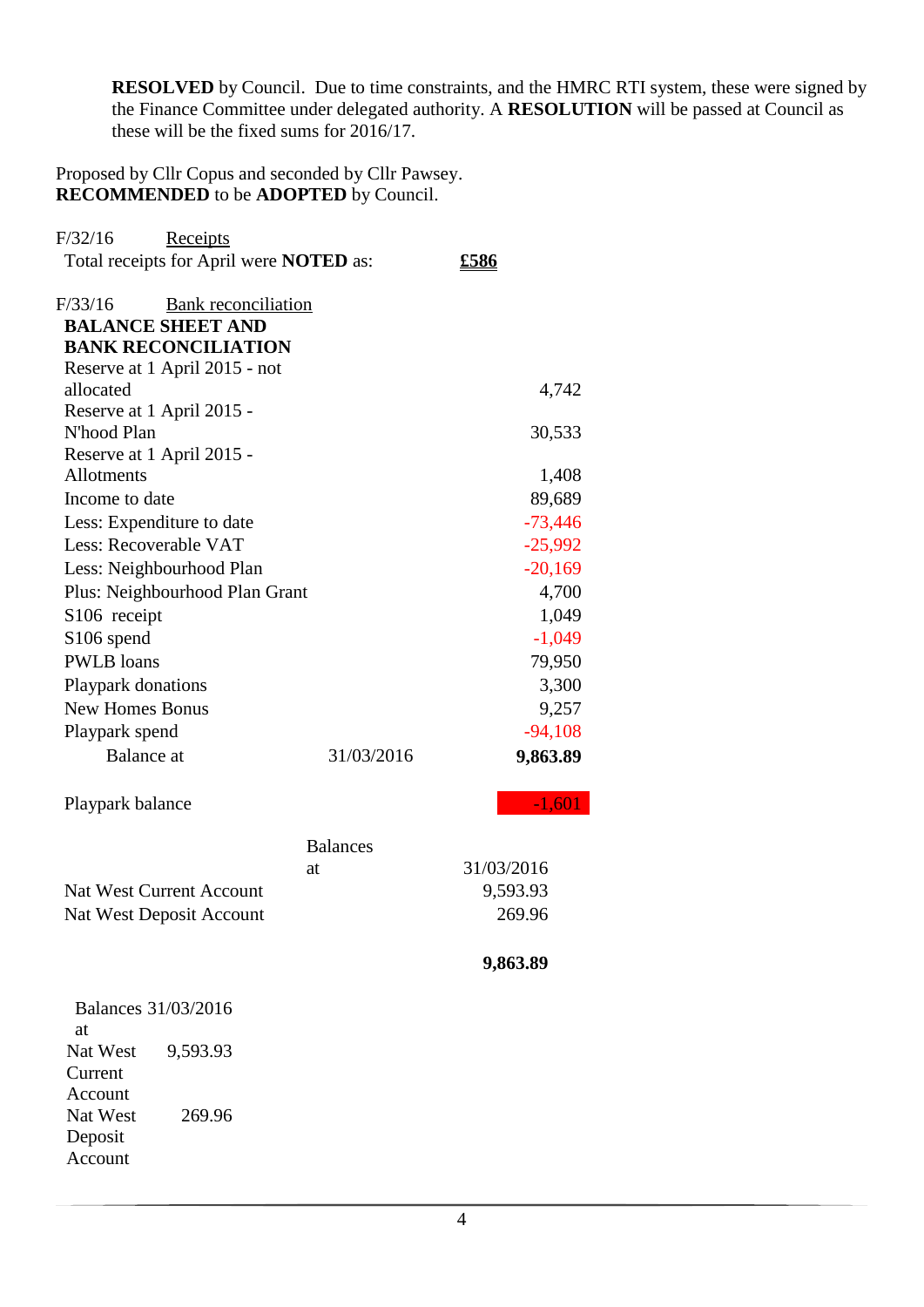**RESOLVED** by Council. Due to time constraints, and the HMRC RTI system, these were signed by the Finance Committee under delegated authority. A **RESOLUTION** will be passed at Council as these will be the fixed sums for 2016/17.

Proposed by Cllr Copus and seconded by Cllr Pawsey.
**RECOMMENDED** to be **ADOPTED** by Council.

F/32/16 Receipts

Total receipts for April were **NOTED** as: **£586**

F/33/16 Bank reconciliation

**BALANCE SHEET AND BANK RECONCILIATION**

| | | |
|---|---|---|
| Reserve at 1 April 2015 - not allocated | | 4,742 |
| Reserve at 1 April 2015 - N'hood Plan | | 30,533 |
| Reserve at 1 April 2015 - Allotments | | 1,408 |
| Income to date | | 89,689 |
| Less: Expenditure to date | | -73,446 |
| Less: Recoverable VAT | | -25,992 |
| Less: Neighbourhood Plan | | -20,169 |
| Plus: Neighbourhood Plan Grant | | 4,700 |
| S106 receipt | | 1,049 |
| S106 spend | | -1,049 |
| PWLB loans | | 79,950 |
| Playpark donations | | 3,300 |
| New Homes Bonus | | 9,257 |
| Playpark spend | | -94,108 |
| Balance at | 31/03/2016 | **9,863.89** |
| | | |
| Playpark balance | | -1,601 |

| | Balances at | 31/03/2016 |
|---|---|---|
| Nat West Current Account | | 9,593.93 |
| Nat West Deposit Account | | 269.96 |
| | | **9,863.89** |

| Balances at | 31/03/2016 |
|---|---|
| Nat West Current Account | 9,593.93 |
| Nat West Deposit Account | 269.96 |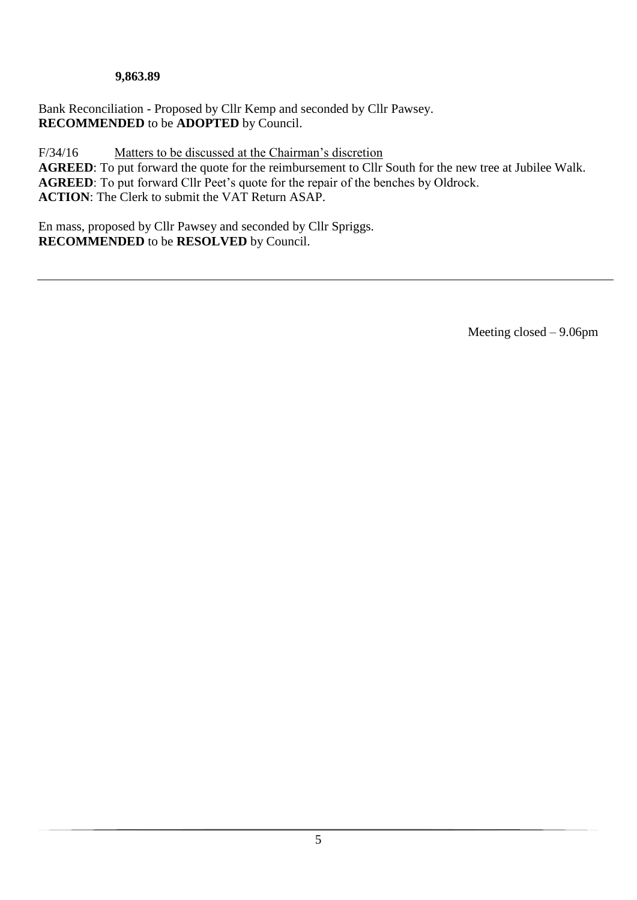**9,863.89**

Bank Reconciliation - Proposed by Cllr Kemp and seconded by Cllr Pawsey.
**RECOMMENDED** to be **ADOPTED** by Council.

F/34/16 Matters to be discussed at the Chairman's discretion

**AGREED**: To put forward the quote for the reimbursement to Cllr South for the new tree at Jubilee Walk.
**AGREED**: To put forward Cllr Peet's quote for the repair of the benches by Oldrock.
**ACTION**: The Clerk to submit the VAT Return ASAP.

En mass, proposed by Cllr Pawsey and seconded by Cllr Spriggs.
**RECOMMENDED** to be **RESOLVED** by Council.

---

Meeting closed – 9.06pm